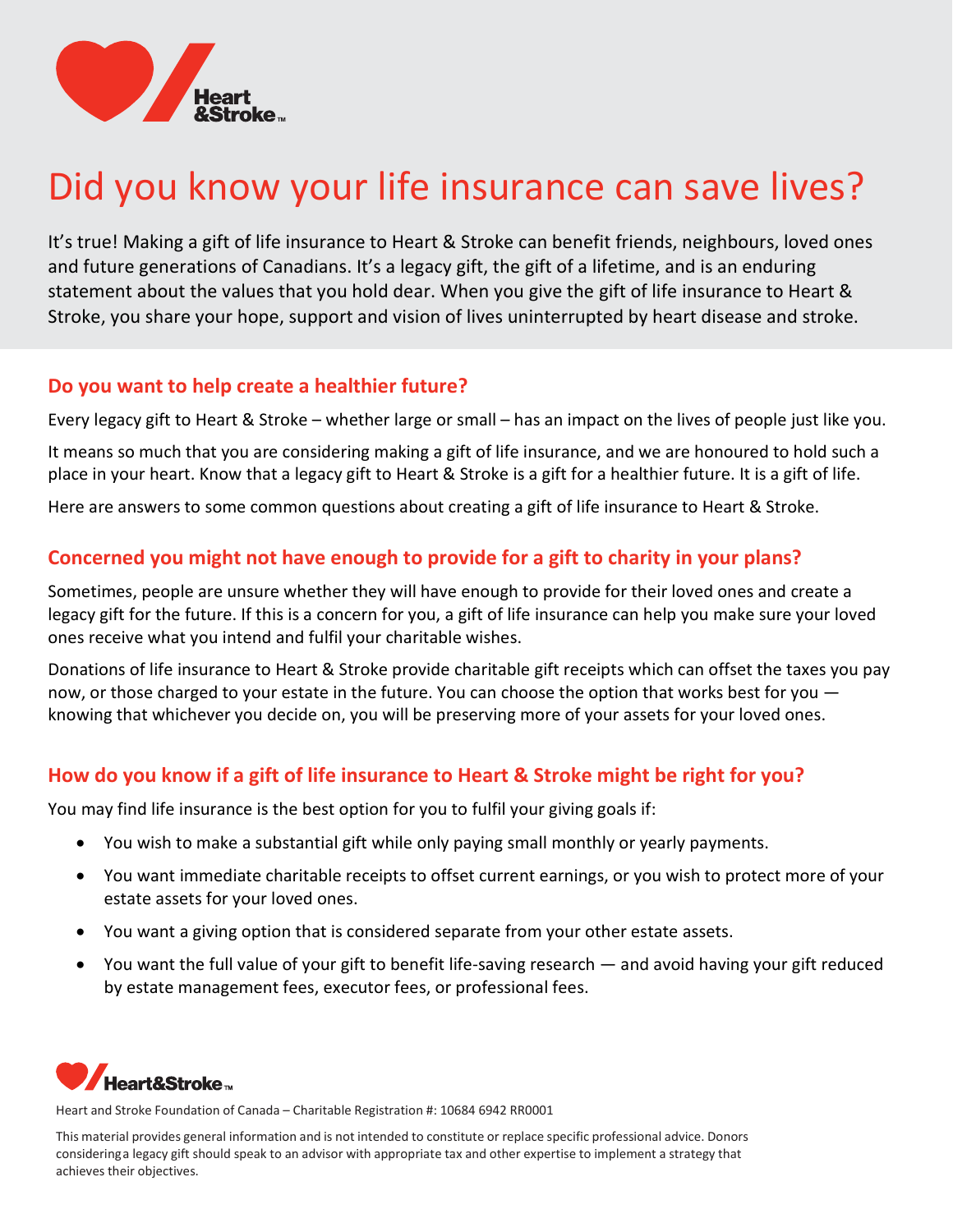# Did you know your life insurance can save lives?

It's true! Making a gift of life insurance to Heart & Stroke can benefit friends, neighbours, loved ones and future generations of Canadians. It's a legacy gift, the gift of a lifetime, and is an enduring statement about the values that you hold dear. When you give the gift of life insurance to Heart & Stroke, you share your hope, support and vision of lives uninterrupted by heart disease and stroke.

## Do you want to help create a healthier future?

Every legacy gift to Heart & Stroke – whether large or small – has an impact on the lives of people just like you.

It means so much that you are considering making a gift of life insurance, and we are honoured to hold such a place in your heart. Know that a legacy gift to Heart & Stroke is a gift for a healthier future. It is a gift of life.

Here are answers to some common questions about creating a gift of life insurance to Heart & Stroke.

## Concerned you might not have enough to provide for a gift to charity in your plans?

Sometimes, people are unsure whether they will have enough to provide for their loved ones and create a legacy gift for the future. If this is a concern for you, a gift of life insurance can help you make sure your loved ones receive what you intend and fulfil your charitable wishes.

Donations of life insurance to Heart & Stroke provide charitable gift receipts which can offset the taxes you pay now, or those charged to your estate in the future. You can choose the option that works best for you — knowing that whichever you decide on, you will be preserving more of your assets for your loved ones.

## How do you know if a gift of life insurance to Heart & Stroke might be right for you?

You may find life insurance is the best option for you to fulfil your giving goals if:

- You wish to make a substantial gift while only paying small monthly or yearly payments.
- You want immediate charitable receipts to offset current earnings, or you wish to protect more of your estate assets for your loved ones.
- You want a giving option that is considered separate from your other estate assets.
- You want the full value of your gift to benefit life-saving research — and avoid having your gift reduced by estate management fees, executor fees, or professional fees.

Heart and Stroke Foundation of Canada – Charitable Registration #: 10684 6942 RR0001

This material provides general information and is not intended to constitute or replace specific professional advice. Donors considering a legacy gift should speak to an advisor with appropriate tax and other expertise to implement a strategy that achieves their objectives.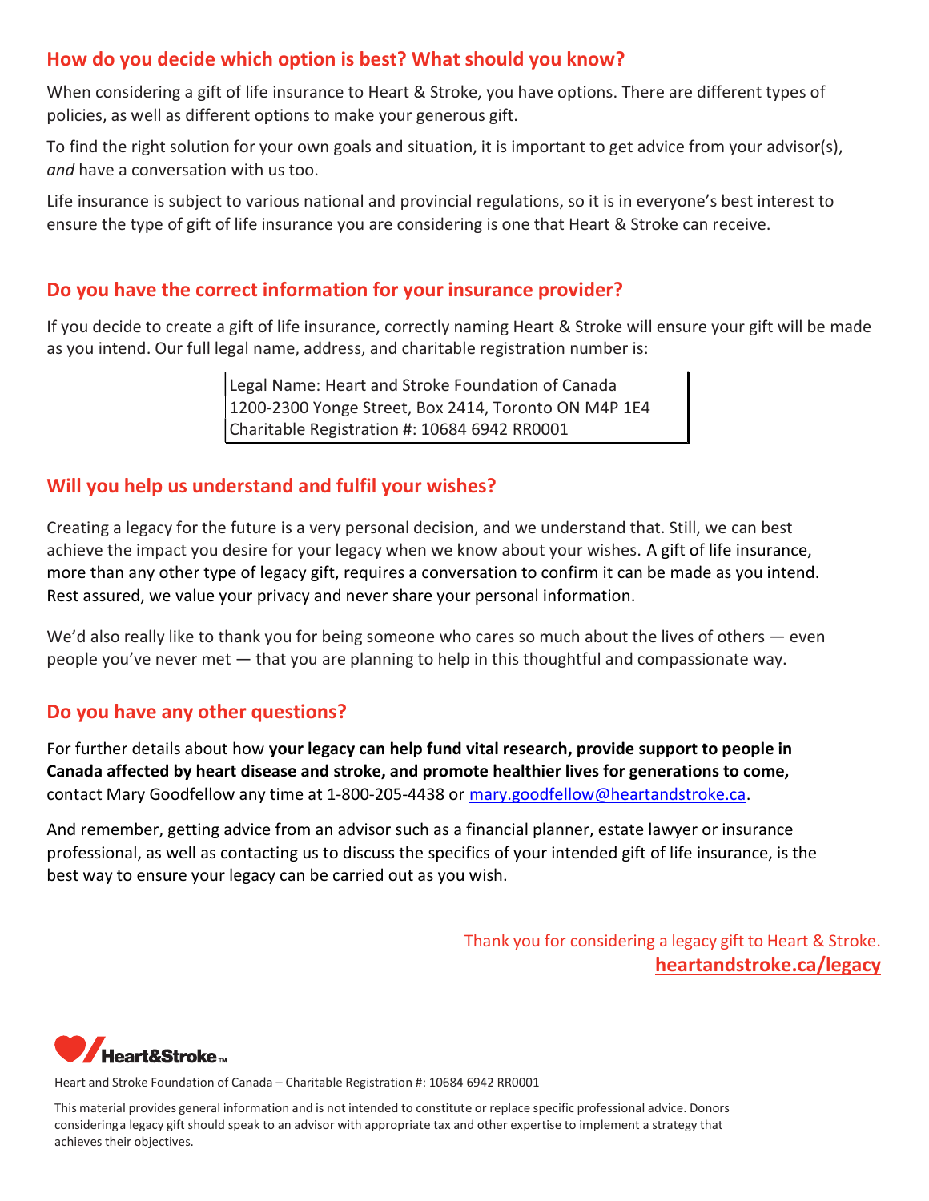## How do you decide which option is best? What should you know?

When considering a gift of life insurance to Heart & Stroke, you have options. There are different types of policies, as well as different options to make your generous gift.

To find the right solution for your own goals and situation, it is important to get advice from your advisor(s), *and* have a conversation with us too.

Life insurance is subject to various national and provincial regulations, so it is in everyone's best interest to ensure the type of gift of life insurance you are considering is one that Heart & Stroke can receive.

## Do you have the correct information for your insurance provider?

If you decide to create a gift of life insurance, correctly naming Heart & Stroke will ensure your gift will be made as you intend. Our full legal name, address, and charitable registration number is:

Legal Name: Heart and Stroke Foundation of Canada
1200-2300 Yonge Street, Box 2414, Toronto ON M4P 1E4
Charitable Registration #: 10684 6942 RR0001

## Will you help us understand and fulfil your wishes?

Creating a legacy for the future is a very personal decision, and we understand that. Still, we can best achieve the impact you desire for your legacy when we know about your wishes. A gift of life insurance, more than any other type of legacy gift, requires a conversation to confirm it can be made as you intend. Rest assured, we value your privacy and never share your personal information.

We'd also really like to thank you for being someone who cares so much about the lives of others — even people you've never met — that you are planning to help in this thoughtful and compassionate way.

## Do you have any other questions?

For further details about how **your legacy can help fund vital research, provide support to people in Canada affected by heart disease and stroke, and promote healthier lives for generations to come,** contact Mary Goodfellow any time at 1-800-205-4438 or mary.goodfellow@heartandstroke.ca.

And remember, getting advice from an advisor such as a financial planner, estate lawyer or insurance professional, as well as contacting us to discuss the specifics of your intended gift of life insurance, is the best way to ensure your legacy can be carried out as you wish.

Thank you for considering a legacy gift to Heart & Stroke.
**heartandstroke.ca/legacy**

Heart&Stroke™

Heart and Stroke Foundation of Canada – Charitable Registration #: 10684 6942 RR0001

This material provides general information and is not intended to constitute or replace specific professional advice. Donors considering a legacy gift should speak to an advisor with appropriate tax and other expertise to implement a strategy that achieves their objectives.